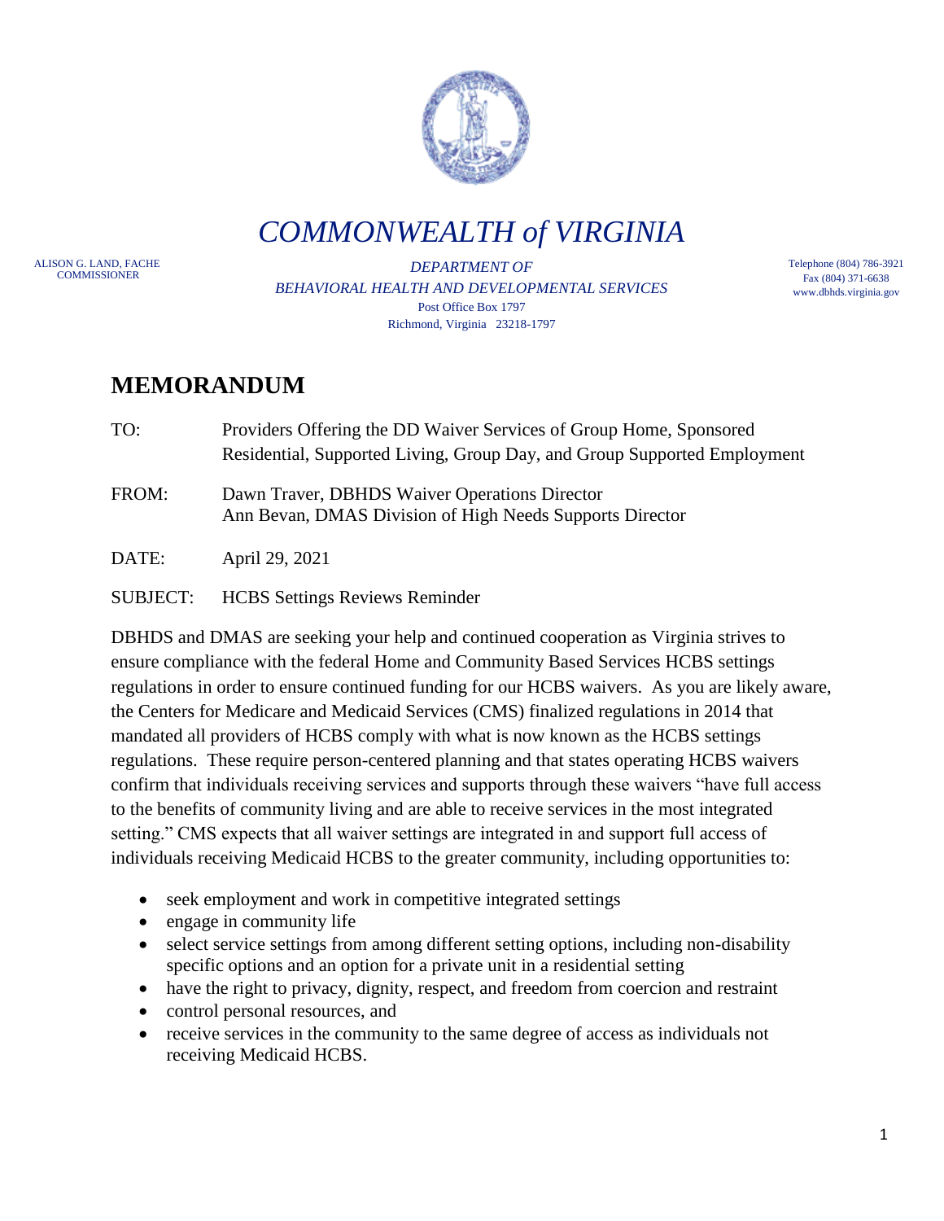# COMMONWEALTH of VIRGINIA

ALISON G. LAND, FACHE
COMMISSIONER

*DEPARTMENT OF*
*BEHAVIORAL HEALTH AND DEVELOPMENTAL SERVICES*
Post Office Box 1797
Richmond, Virginia 23218-1797

Telephone (804) 786-3921
Fax (804) 371-6638
www.dbhds.virginia.gov

## MEMORANDUM

TO: Providers Offering the DD Waiver Services of Group Home, Sponsored Residential, Supported Living, Group Day, and Group Supported Employment

FROM: Dawn Traver, DBHDS Waiver Operations Director
Ann Bevan, DMAS Division of High Needs Supports Director

DATE: April 29, 2021

SUBJECT: HCBS Settings Reviews Reminder

DBHDS and DMAS are seeking your help and continued cooperation as Virginia strives to ensure compliance with the federal Home and Community Based Services HCBS settings regulations in order to ensure continued funding for our HCBS waivers. As you are likely aware, the Centers for Medicare and Medicaid Services (CMS) finalized regulations in 2014 that mandated all providers of HCBS comply with what is now known as the HCBS settings regulations. These require person-centered planning and that states operating HCBS waivers confirm that individuals receiving services and supports through these waivers "have full access to the benefits of community living and are able to receive services in the most integrated setting." CMS expects that all waiver settings are integrated in and support full access of individuals receiving Medicaid HCBS to the greater community, including opportunities to:

- seek employment and work in competitive integrated settings
- engage in community life
- select service settings from among different setting options, including non-disability specific options and an option for a private unit in a residential setting
- have the right to privacy, dignity, respect, and freedom from coercion and restraint
- control personal resources, and
- receive services in the community to the same degree of access as individuals not receiving Medicaid HCBS.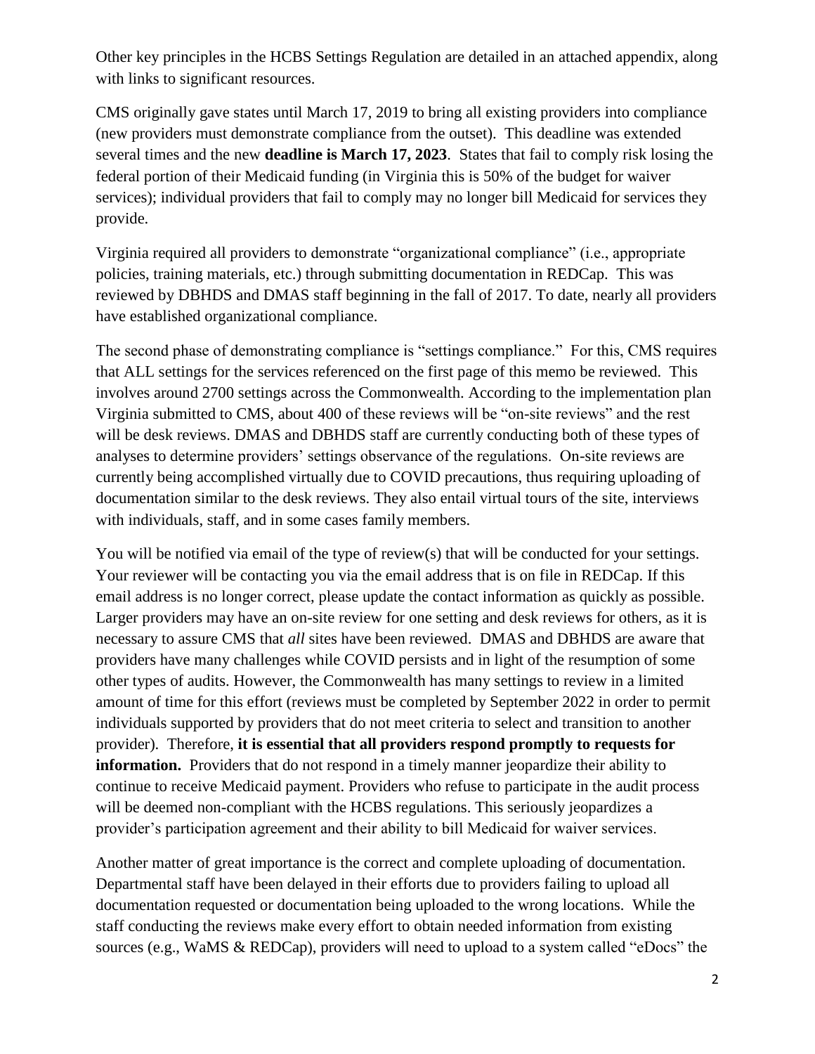Other key principles in the HCBS Settings Regulation are detailed in an attached appendix, along with links to significant resources.

CMS originally gave states until March 17, 2019 to bring all existing providers into compliance (new providers must demonstrate compliance from the outset). This deadline was extended several times and the new **deadline is March 17, 2023**. States that fail to comply risk losing the federal portion of their Medicaid funding (in Virginia this is 50% of the budget for waiver services); individual providers that fail to comply may no longer bill Medicaid for services they provide.

Virginia required all providers to demonstrate "organizational compliance" (i.e., appropriate policies, training materials, etc.) through submitting documentation in REDCap. This was reviewed by DBHDS and DMAS staff beginning in the fall of 2017. To date, nearly all providers have established organizational compliance.

The second phase of demonstrating compliance is "settings compliance." For this, CMS requires that ALL settings for the services referenced on the first page of this memo be reviewed. This involves around 2700 settings across the Commonwealth. According to the implementation plan Virginia submitted to CMS, about 400 of these reviews will be "on-site reviews" and the rest will be desk reviews. DMAS and DBHDS staff are currently conducting both of these types of analyses to determine providers' settings observance of the regulations. On-site reviews are currently being accomplished virtually due to COVID precautions, thus requiring uploading of documentation similar to the desk reviews. They also entail virtual tours of the site, interviews with individuals, staff, and in some cases family members.

You will be notified via email of the type of review(s) that will be conducted for your settings. Your reviewer will be contacting you via the email address that is on file in REDCap. If this email address is no longer correct, please update the contact information as quickly as possible. Larger providers may have an on-site review for one setting and desk reviews for others, as it is necessary to assure CMS that *all* sites have been reviewed. DMAS and DBHDS are aware that providers have many challenges while COVID persists and in light of the resumption of some other types of audits. However, the Commonwealth has many settings to review in a limited amount of time for this effort (reviews must be completed by September 2022 in order to permit individuals supported by providers that do not meet criteria to select and transition to another provider). Therefore, **it is essential that all providers respond promptly to requests for information.** Providers that do not respond in a timely manner jeopardize their ability to continue to receive Medicaid payment. Providers who refuse to participate in the audit process will be deemed non-compliant with the HCBS regulations. This seriously jeopardizes a provider's participation agreement and their ability to bill Medicaid for waiver services.

Another matter of great importance is the correct and complete uploading of documentation. Departmental staff have been delayed in their efforts due to providers failing to upload all documentation requested or documentation being uploaded to the wrong locations. While the staff conducting the reviews make every effort to obtain needed information from existing sources (e.g., WaMS & REDCap), providers will need to upload to a system called "eDocs" the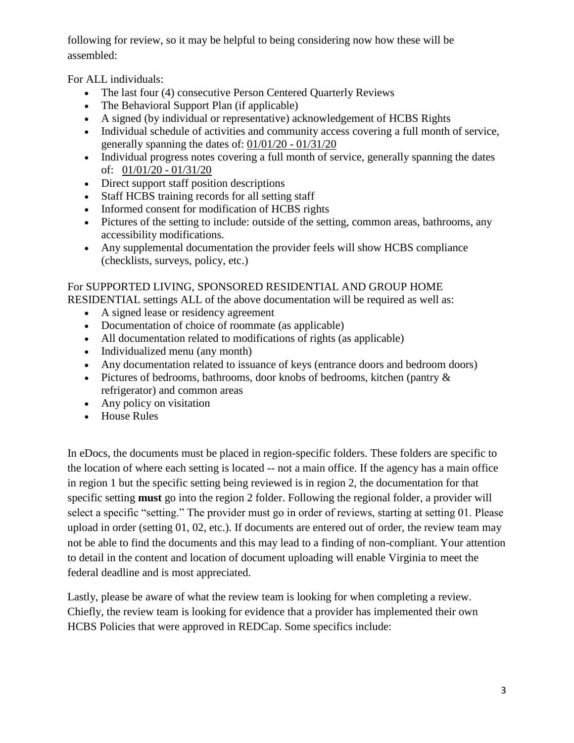following for review, so it may be helpful to being considering now how these will be assembled:

For ALL individuals:

- The last four (4) consecutive Person Centered Quarterly Reviews
- The Behavioral Support Plan (if applicable)
- A signed (by individual or representative) acknowledgement of HCBS Rights
- Individual schedule of activities and community access covering a full month of service, generally spanning the dates of: <u>01/01/20 - 01/31/20</u>
- Individual progress notes covering a full month of service, generally spanning the dates of: <u>01/01/20 - 01/31/20</u>
- Direct support staff position descriptions
- Staff HCBS training records for all setting staff
- Informed consent for modification of HCBS rights
- Pictures of the setting to include: outside of the setting, common areas, bathrooms, any accessibility modifications.
- Any supplemental documentation the provider feels will show HCBS compliance (checklists, surveys, policy, etc.)

For SUPPORTED LIVING, SPONSORED RESIDENTIAL AND GROUP HOME RESIDENTIAL settings ALL of the above documentation will be required as well as:

- A signed lease or residency agreement
- Documentation of choice of roommate (as applicable)
- All documentation related to modifications of rights (as applicable)
- Individualized menu (any month)
- Any documentation related to issuance of keys (entrance doors and bedroom doors)
- Pictures of bedrooms, bathrooms, door knobs of bedrooms, kitchen (pantry & refrigerator) and common areas
- Any policy on visitation
- House Rules

In eDocs, the documents must be placed in region-specific folders. These folders are specific to the location of where each setting is located -- not a main office. If the agency has a main office in region 1 but the specific setting being reviewed is in region 2, the documentation for that specific setting **must** go into the region 2 folder. Following the regional folder, a provider will select a specific "setting." The provider must go in order of reviews, starting at setting 01. Please upload in order (setting 01, 02, etc.). If documents are entered out of order, the review team may not be able to find the documents and this may lead to a finding of non-compliant. Your attention to detail in the content and location of document uploading will enable Virginia to meet the federal deadline and is most appreciated.

Lastly, please be aware of what the review team is looking for when completing a review. Chiefly, the review team is looking for evidence that a provider has implemented their own HCBS Policies that were approved in REDCap. Some specifics include: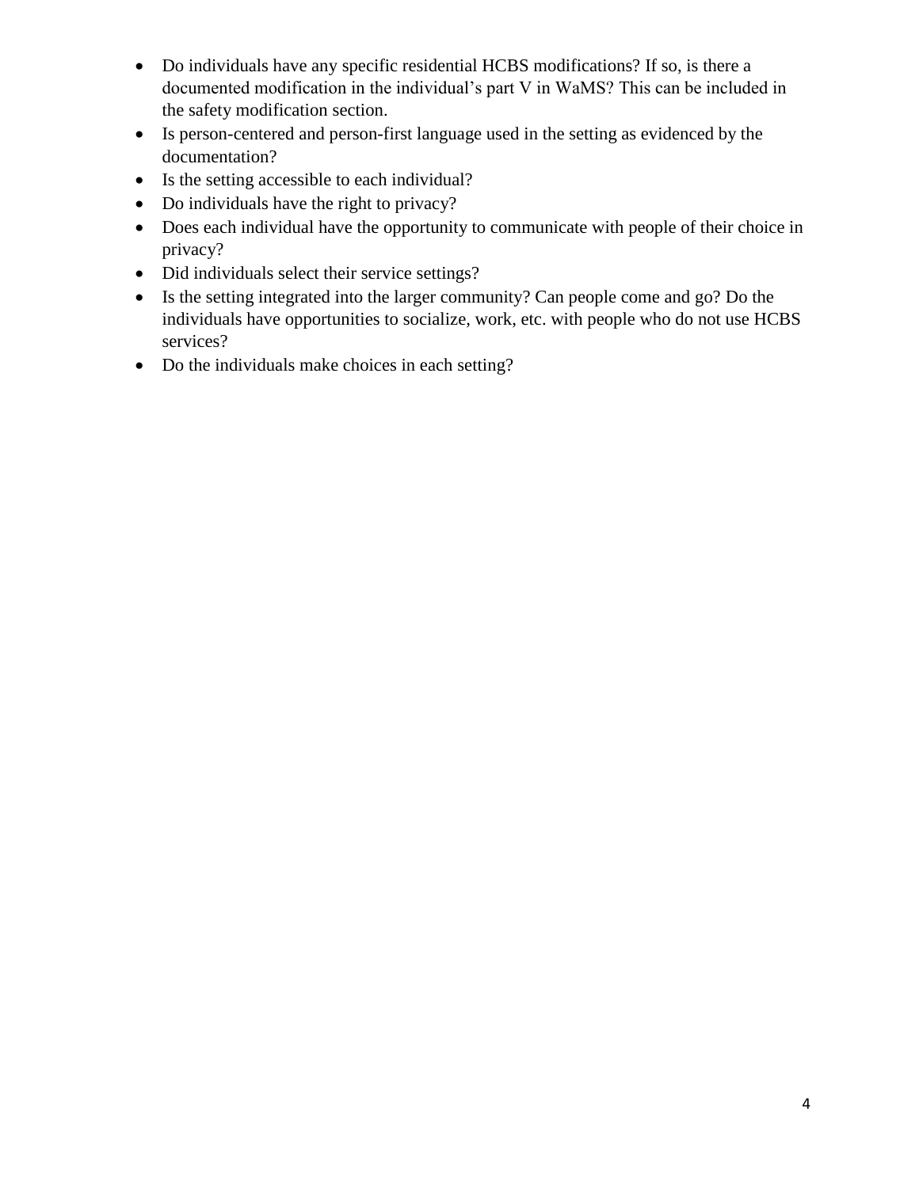- Do individuals have any specific residential HCBS modifications? If so, is there a documented modification in the individual's part V in WaMS? This can be included in the safety modification section.
- Is person-centered and person-first language used in the setting as evidenced by the documentation?
- Is the setting accessible to each individual?
- Do individuals have the right to privacy?
- Does each individual have the opportunity to communicate with people of their choice in privacy?
- Did individuals select their service settings?
- Is the setting integrated into the larger community? Can people come and go? Do the individuals have opportunities to socialize, work, etc. with people who do not use HCBS services?
- Do the individuals make choices in each setting?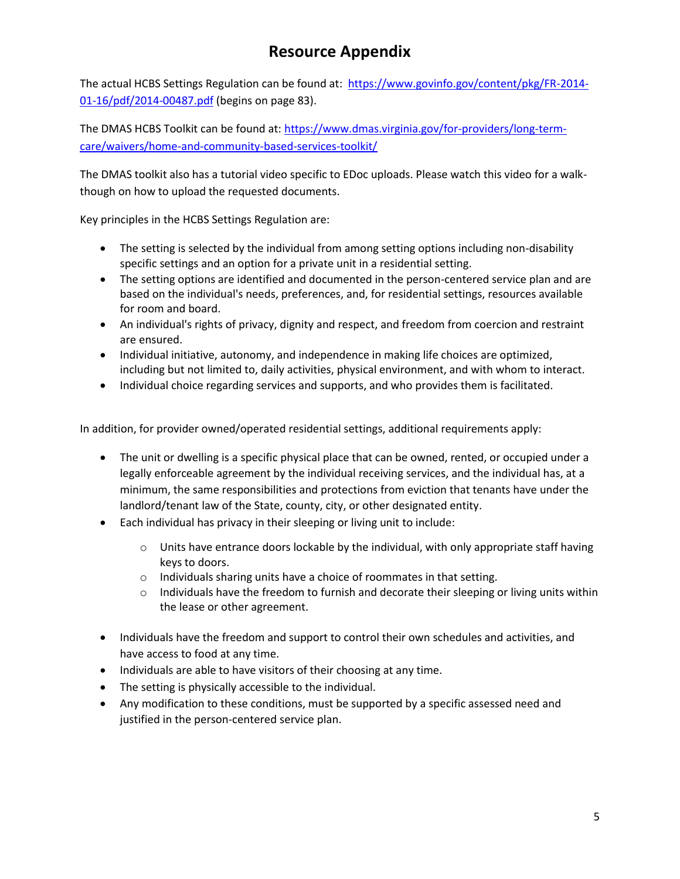# Resource Appendix

The actual HCBS Settings Regulation can be found at: https://www.govinfo.gov/content/pkg/FR-2014-01-16/pdf/2014-00487.pdf (begins on page 83).

The DMAS HCBS Toolkit can be found at: https://www.dmas.virginia.gov/for-providers/long-term-care/waivers/home-and-community-based-services-toolkit/

The DMAS toolkit also has a tutorial video specific to EDoc uploads. Please watch this video for a walk-though on how to upload the requested documents.

Key principles in the HCBS Settings Regulation are:

- The setting is selected by the individual from among setting options including non-disability specific settings and an option for a private unit in a residential setting.
- The setting options are identified and documented in the person-centered service plan and are based on the individual's needs, preferences, and, for residential settings, resources available for room and board.
- An individual's rights of privacy, dignity and respect, and freedom from coercion and restraint are ensured.
- Individual initiative, autonomy, and independence in making life choices are optimized, including but not limited to, daily activities, physical environment, and with whom to interact.
- Individual choice regarding services and supports, and who provides them is facilitated.

In addition, for provider owned/operated residential settings, additional requirements apply:

- The unit or dwelling is a specific physical place that can be owned, rented, or occupied under a legally enforceable agreement by the individual receiving services, and the individual has, at a minimum, the same responsibilities and protections from eviction that tenants have under the landlord/tenant law of the State, county, city, or other designated entity.
- Each individual has privacy in their sleeping or living unit to include:
  - Units have entrance doors lockable by the individual, with only appropriate staff having keys to doors.
  - Individuals sharing units have a choice of roommates in that setting.
  - Individuals have the freedom to furnish and decorate their sleeping or living units within the lease or other agreement.
- Individuals have the freedom and support to control their own schedules and activities, and have access to food at any time.
- Individuals are able to have visitors of their choosing at any time.
- The setting is physically accessible to the individual.
- Any modification to these conditions, must be supported by a specific assessed need and justified in the person-centered service plan.